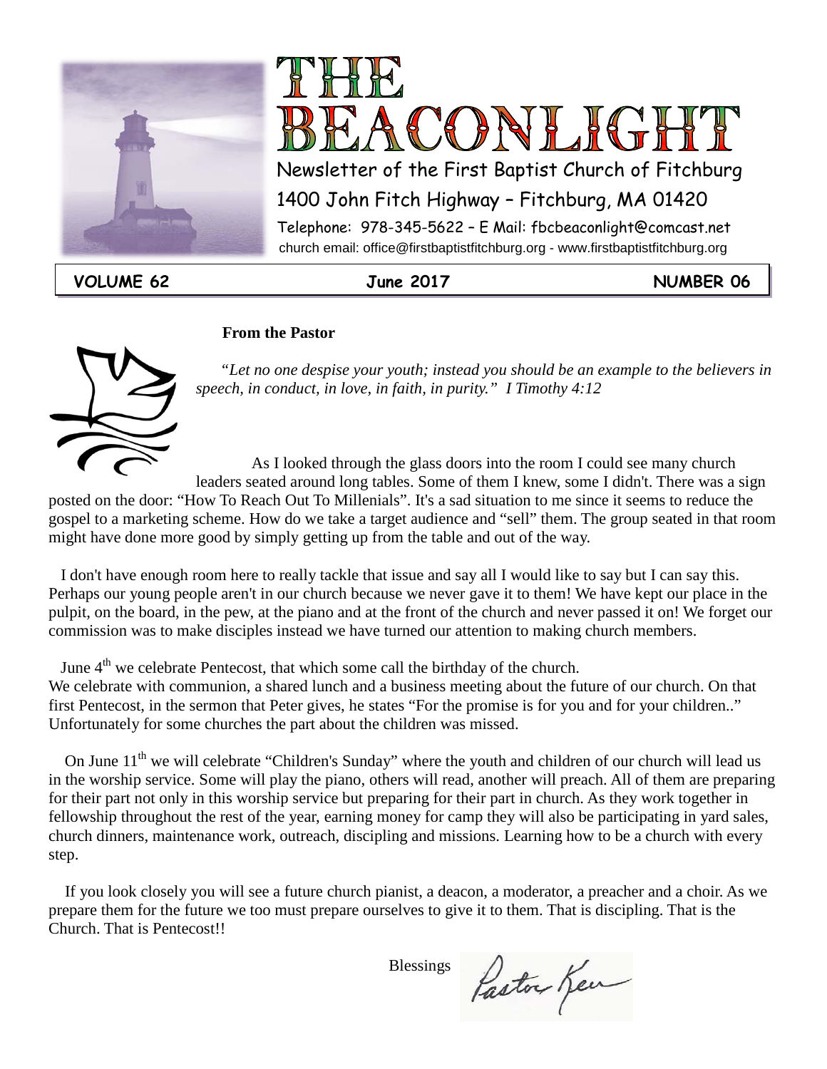# THE BEACONLIGHT

Newsletter of the First Baptist Church of Fitchburg

1400 John Fitch Highway – Fitchburg, MA 01420

Telephone: 978-345-5622 – E Mail: fbcbeaconlight@comcast.net

church email: office@firstbaptistfitchburg.org - www.firstbaptistfitchburg.org

**VOLUME 62** | **June 2017** | **NUMBER 06**

## From the Pastor

*"Let no one despise your youth; instead you should be an example to the believers in speech, in conduct, in love, in faith, in purity." I Timothy 4:12*

As I looked through the glass doors into the room I could see many church leaders seated around long tables. Some of them I knew, some I didn't. There was a sign posted on the door: "How To Reach Out To Millenials". It's a sad situation to me since it seems to reduce the gospel to a marketing scheme. How do we take a target audience and "sell" them. The group seated in that room might have done more good by simply getting up from the table and out of the way.

I don't have enough room here to really tackle that issue and say all I would like to say but I can say this. Perhaps our young people aren't in our church because we never gave it to them! We have kept our place in the pulpit, on the board, in the pew, at the piano and at the front of the church and never passed it on! We forget our commission was to make disciples instead we have turned our attention to making church members.

June 4th we celebrate Pentecost, that which some call the birthday of the church. We celebrate with communion, a shared lunch and a business meeting about the future of our church. On that first Pentecost, in the sermon that Peter gives, he states "For the promise is for you and for your children.." Unfortunately for some churches the part about the children was missed.

On June 11th we will celebrate "Children's Sunday" where the youth and children of our church will lead us in the worship service. Some will play the piano, others will read, another will preach. All of them are preparing for their part not only in this worship service but preparing for their part in church. As they work together in fellowship throughout the rest of the year, earning money for camp they will also be participating in yard sales, church dinners, maintenance work, outreach, discipling and missions. Learning how to be a church with every step.

If you look closely you will see a future church pianist, a deacon, a moderator, a preacher and a choir. As we prepare them for the future we too must prepare ourselves to give it to them. That is discipling. That is the Church. That is Pentecost!!

Blessings

Pastor Ken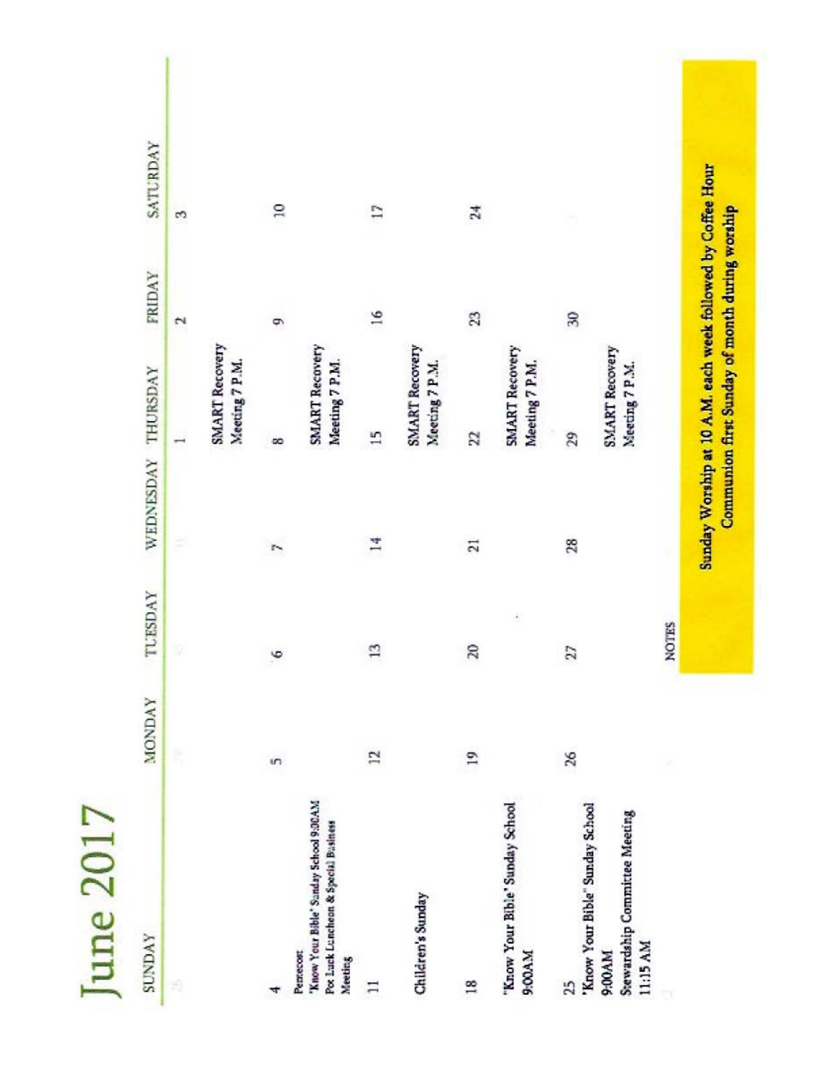# June 2017

| SUNDAY | MONDAY | TUESDAY | WEDNESDAY | THURSDAY | FRIDAY | SATURDAY |
|---|---|---|---|---|---|---|
| 28 | 29 | 30 | 31 | 1<br>SMART Recovery Meeting 7 P.M. | 2 | 3 |
| 4<br>Pentecost<br>"Know Your Bible" Sunday School 9:00AM<br>Pot Luck Luncheon & Special Business Meeting | 5 | 6 | 7 | 8<br>SMART Recovery Meeting 7 P.M. | 9 | 10 |
| 11<br>Children's Sunday | 12 | 13 | 14 | 15<br>SMART Recovery Meeting 7 P.M. | 16 | 17 |
| 18<br>"Know Your Bible" Sunday School 9:00AM | 19 | 20 | 21 | 22<br>SMART Recovery Meeting 7 P.M. | 23 | 24 |
| 25<br>"Know Your Bible" Sunday School 9:00AM<br>Stewardship Committee Meeting 11:15 AM | 26 | 27 | 28 | 29<br>SMART Recovery Meeting 7 P.M. | 30 | 1 |
| 2 | 3 | NOTES | | | | |

**Sunday Worship at 10 A.M. each week followed by Coffee Hour**
**Communion first Sunday of month during worship**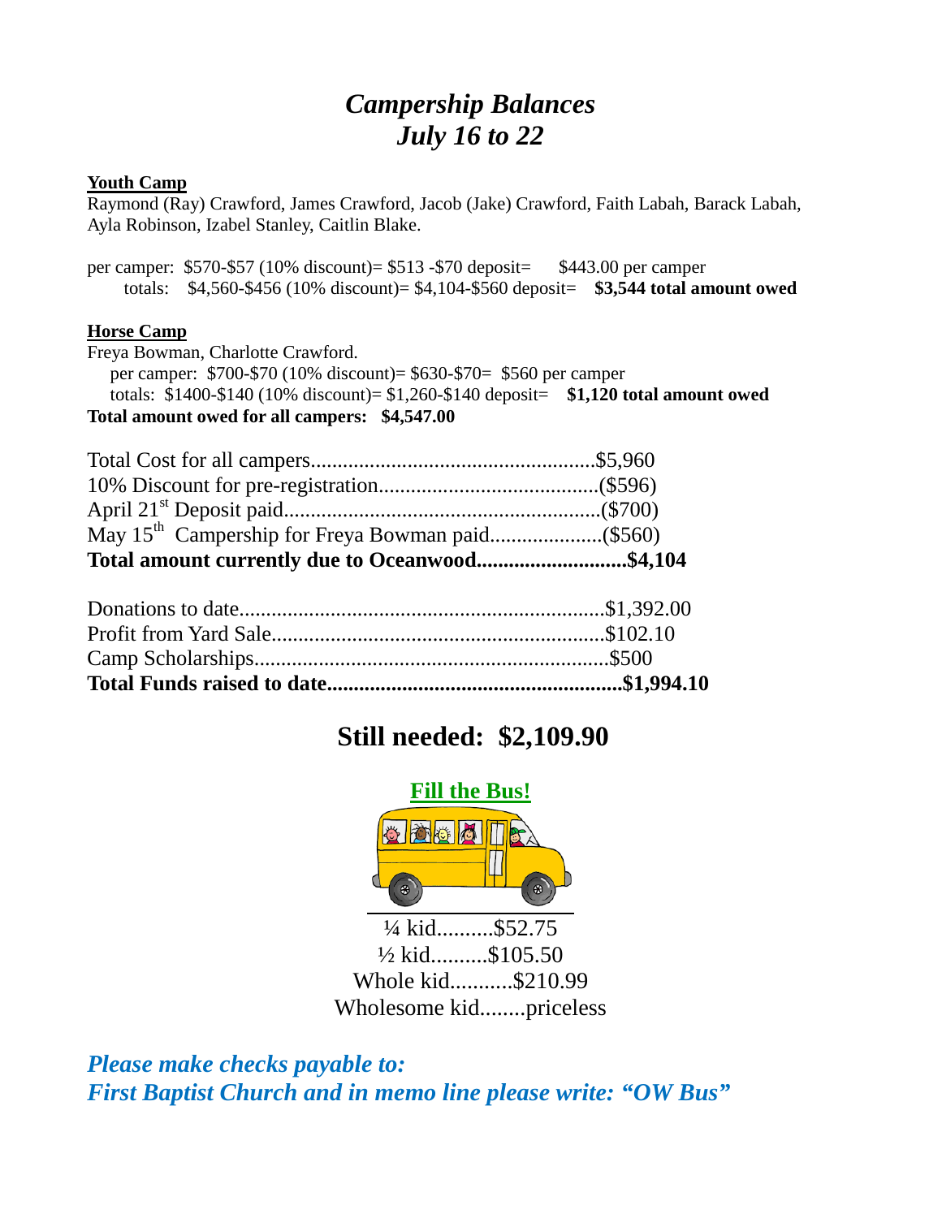# *Campership Balances*
# *July 16 to 22*

**Youth Camp**

Raymond (Ray) Crawford, James Crawford, Jacob (Jake) Crawford, Faith Labah, Barack Labah, Ayla Robinson, Izabel Stanley, Caitlin Blake.

per camper: $570-$57 (10% discount)= $513 -$70 deposit= $443.00 per camper
totals: $4,560-$456 (10% discount)= $4,104-$560 deposit= **$3,544 total amount owed**

**Horse Camp**

Freya Bowman, Charlotte Crawford.
per camper: $700-$70 (10% discount)= $630-$70= $560 per camper
totals: $1400-$140 (10% discount)= $1,260-$140 deposit= **$1,120 total amount owed**

**Total amount owed for all campers: $4,547.00**

Total Cost for all campers......................................................$5,960
10% Discount for pre-registration..........................................($596)
April 21st Deposit paid...........................................................($700)
May 15th Campership for Freya Bowman paid.....................($560)
**Total amount currently due to Oceanwood............................$4,104**

Donations to date.....................................................................$1,392.00
Profit from Yard Sale...............................................................$102.10
Camp Scholarships...................................................................$500
**Total Funds raised to date.......................................................$1,994.10**

## Still needed: $2,109.90

**Fill the Bus!**

¼ kid..........$52.75
½ kid..........$105.50
Whole kid...........$210.99
Wholesome kid........priceless

***Please make checks payable to:***
***First Baptist Church and in memo line please write: "OW Bus"***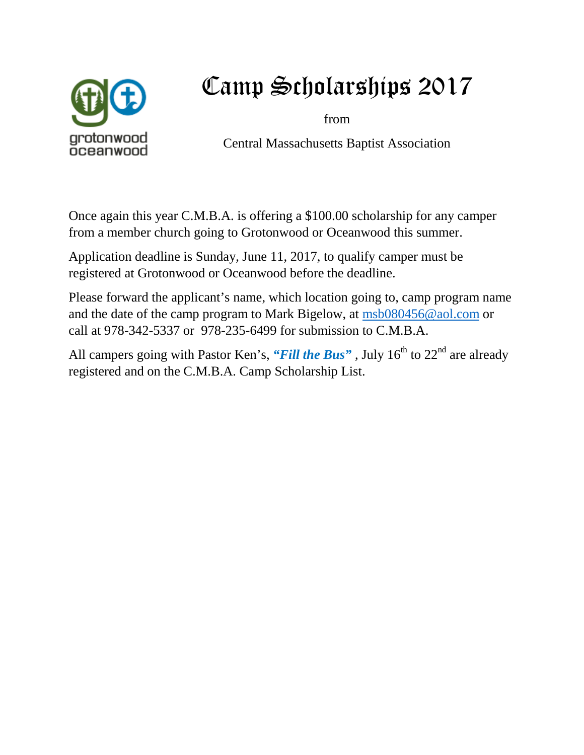grotonwood
oceanwood

# Camp Scholarships 2017

from

Central Massachusetts Baptist Association

Once again this year C.M.B.A. is offering a $100.00 scholarship for any camper from a member church going to Grotonwood or Oceanwood this summer.

Application deadline is Sunday, June 11, 2017, to qualify camper must be registered at Grotonwood or Oceanwood before the deadline.

Please forward the applicant's name, which location going to, camp program name and the date of the camp program to Mark Bigelow, at msb080456@aol.com or call at 978-342-5337 or 978-235-6499 for submission to C.M.B.A.

All campers going with Pastor Ken's, ***"Fill the Bus"*** , July 16th to 22nd are already registered and on the C.M.B.A. Camp Scholarship List.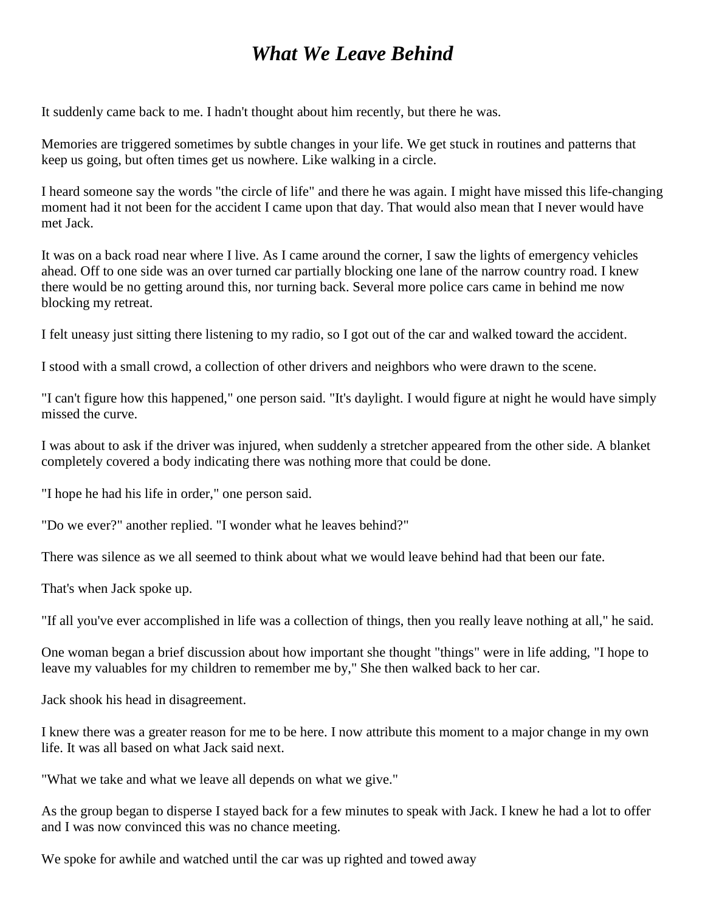# *What We Leave Behind*

It suddenly came back to me. I hadn't thought about him recently, but there he was.

Memories are triggered sometimes by subtle changes in your life. We get stuck in routines and patterns that keep us going, but often times get us nowhere. Like walking in a circle.

I heard someone say the words "the circle of life" and there he was again. I might have missed this life-changing moment had it not been for the accident I came upon that day. That would also mean that I never would have met Jack.

It was on a back road near where I live. As I came around the corner, I saw the lights of emergency vehicles ahead. Off to one side was an over turned car partially blocking one lane of the narrow country road. I knew there would be no getting around this, nor turning back. Several more police cars came in behind me now blocking my retreat.

I felt uneasy just sitting there listening to my radio, so I got out of the car and walked toward the accident.

I stood with a small crowd, a collection of other drivers and neighbors who were drawn to the scene.

"I can't figure how this happened," one person said. "It's daylight. I would figure at night he would have simply missed the curve.

I was about to ask if the driver was injured, when suddenly a stretcher appeared from the other side. A blanket completely covered a body indicating there was nothing more that could be done.

"I hope he had his life in order," one person said.

"Do we ever?" another replied. "I wonder what he leaves behind?"

There was silence as we all seemed to think about what we would leave behind had that been our fate.

That's when Jack spoke up.

"If all you've ever accomplished in life was a collection of things, then you really leave nothing at all," he said.

One woman began a brief discussion about how important she thought "things" were in life adding, "I hope to leave my valuables for my children to remember me by," She then walked back to her car.

Jack shook his head in disagreement.

I knew there was a greater reason for me to be here. I now attribute this moment to a major change in my own life. It was all based on what Jack said next.

"What we take and what we leave all depends on what we give."

As the group began to disperse I stayed back for a few minutes to speak with Jack. I knew he had a lot to offer and I was now convinced this was no chance meeting.

We spoke for awhile and watched until the car was up righted and towed away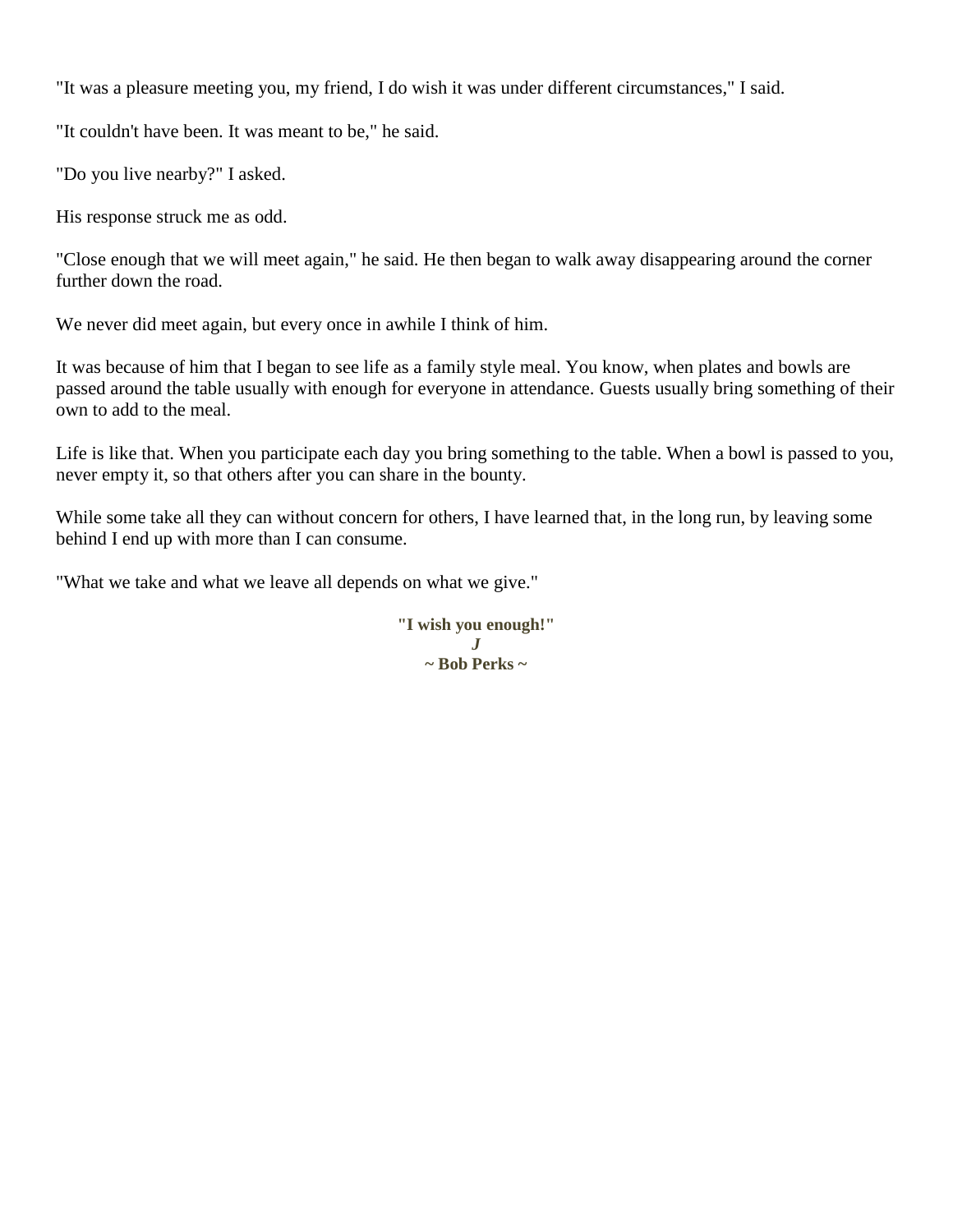"It was a pleasure meeting you, my friend, I do wish it was under different circumstances," I said.

"It couldn't have been. It was meant to be," he said.

"Do you live nearby?" I asked.

His response struck me as odd.

"Close enough that we will meet again," he said. He then began to walk away disappearing around the corner further down the road.

We never did meet again, but every once in awhile I think of him.

It was because of him that I began to see life as a family style meal. You know, when plates and bowls are passed around the table usually with enough for everyone in attendance. Guests usually bring something of their own to add to the meal.

Life is like that. When you participate each day you bring something to the table. When a bowl is passed to you, never empty it, so that others after you can share in the bounty.

While some take all they can without concern for others, I have learned that, in the long run, by leaving some behind I end up with more than I can consume.

"What we take and what we leave all depends on what we give."

**"I wish you enough!"**
***J***
**~ Bob Perks ~**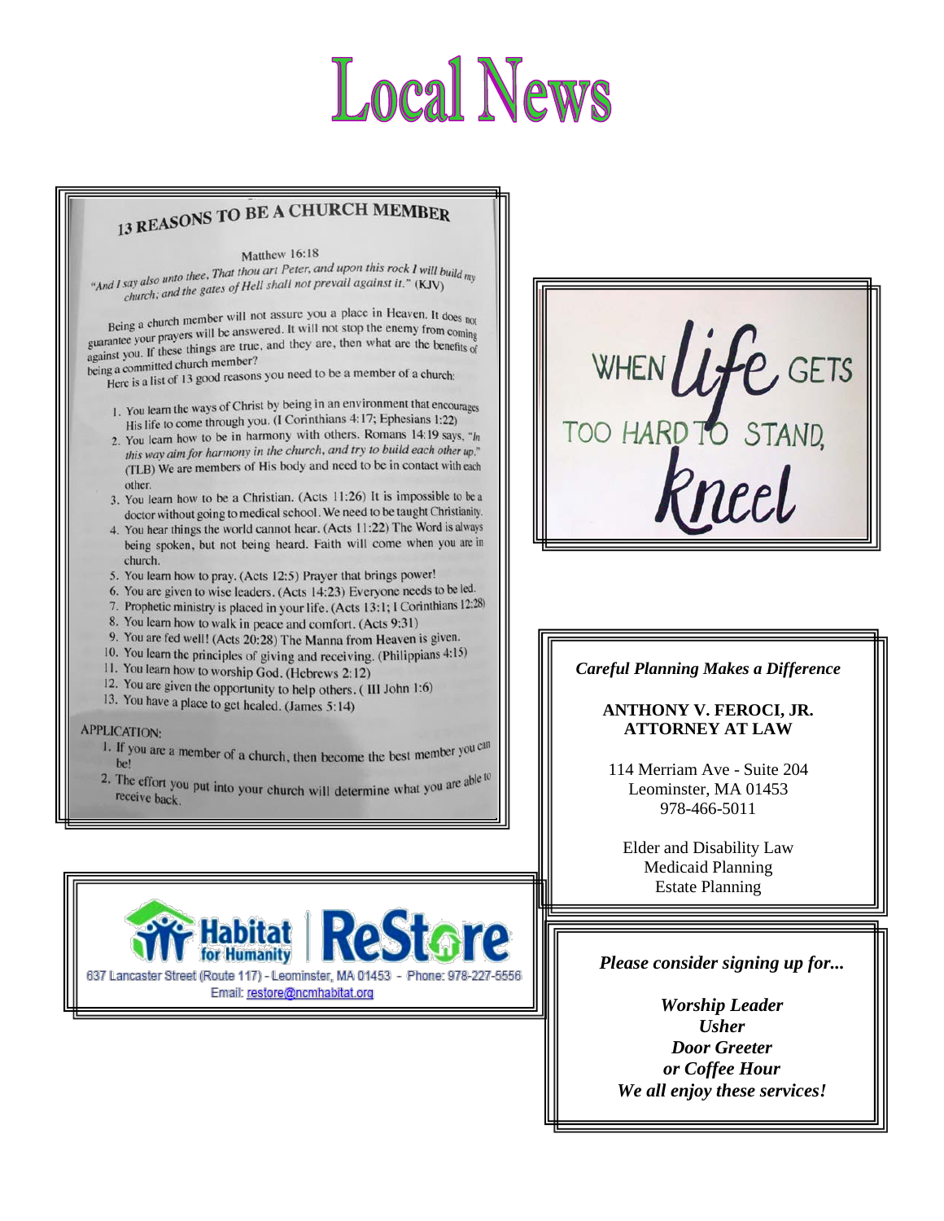# Local News

## 13 REASONS TO BE A CHURCH MEMBER

Matthew 16:18

*"And I say also unto thee, That thou art Peter, and upon this rock I will build my church; and the gates of Hell shall not prevail against it."* (KJV)

Being a church member will not assure you a place in Heaven. It does not guarantee your prayers will be answered. It will not stop the enemy from coming against you. If these things are true, and they are, then what are the benefits of being a committed church member?

Here is a list of 13 good reasons you need to be a member of a church:

1. You learn the ways of Christ by being in an environment that encourages His life to come through you. (I Corinthians 4:17; Ephesians 1:22)
2. You learn how to be in harmony with others. Romans 14:19 says, *"In this way aim for harmony in the church, and try to build each other up."* (TLB) We are members of His body and need to be in contact with each other.
3. You learn how to be a Christian. (Acts 11:26) It is impossible to be a doctor without going to medical school. We need to be taught Christianity.
4. You hear things the world cannot hear. (Acts 11:22) The Word is always being spoken, but not being heard. Faith will come when you are in church.
5. You learn how to pray. (Acts 12:5) Prayer that brings power!
6. You are given to wise leaders. (Acts 14:23) Everyone needs to be led.
7. Prophetic ministry is placed in your life. (Acts 13:1; I Corinthians 12:28)
8. You learn how to walk in peace and comfort. (Acts 9:31)
9. You are fed well! (Acts 20:28) The Manna from Heaven is given.
10. You learn the principles of giving and receiving. (Philippians 4:15)
11. You learn how to worship God. (Hebrews 2:12)
12. You are given the opportunity to help others. ( III John 1:6)
13. You have a place to get healed. (James 5:14)

APPLICATION:

1. If you are a member of a church, then become the best member you can be!
2. The effort you put into your church will determine what you are able to receive back.

WHEN *life* GETS TOO HARD TO STAND, *Kneel*

*Careful Planning Makes a Difference*

**ANTHONY V. FEROCI, JR.**
**ATTORNEY AT LAW**

114 Merriam Ave - Suite 204
Leominster, MA 01453
978-466-5011

Elder and Disability Law
Medicaid Planning
Estate Planning

**Habitat for Humanity | ReStore**

637 Lancaster Street (Route 117) - Leominster, MA 01453 - Phone: 978-227-5556
Email: restore@ncmhabitat.org

***Please consider signing up for...***

***Worship Leader***
***Usher***
***Door Greeter***
***or Coffee Hour***
***We all enjoy these services!***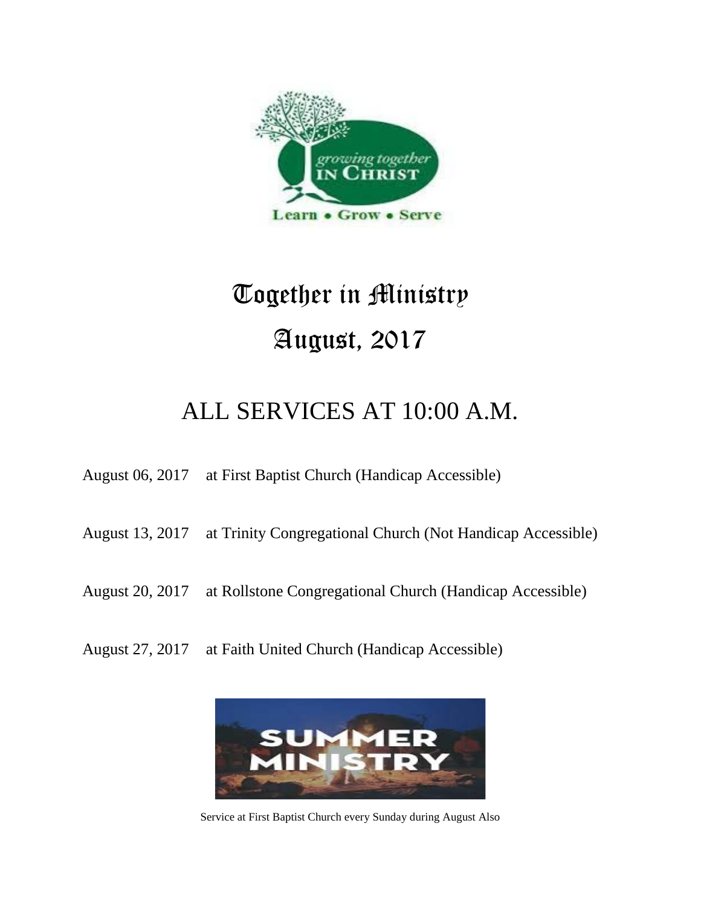# Together in Ministry

# August, 2017

## ALL SERVICES AT 10:00 A.M.

August 06, 2017 at First Baptist Church (Handicap Accessible)

August 13, 2017 at Trinity Congregational Church (Not Handicap Accessible)

August 20, 2017 at Rollstone Congregational Church (Handicap Accessible)

August 27, 2017 at Faith United Church (Handicap Accessible)

Service at First Baptist Church every Sunday during August Also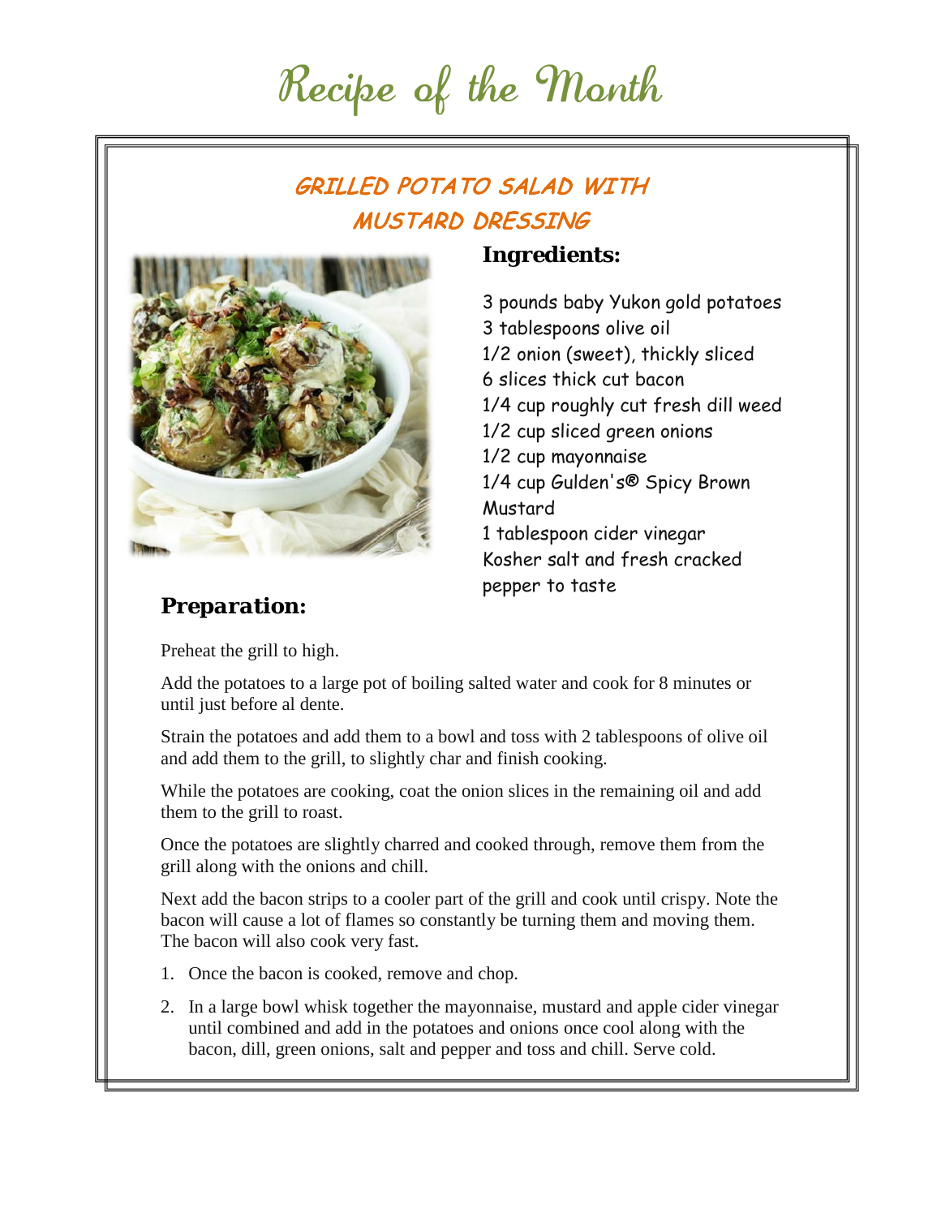# Recipe of the Month

## GRILLED POTATO SALAD WITH MUSTARD DRESSING

### Ingredients:

3 pounds baby Yukon gold potatoes
3 tablespoons olive oil
1/2 onion (sweet), thickly sliced
6 slices thick cut bacon
1/4 cup roughly cut fresh dill weed
1/2 cup sliced green onions
1/2 cup mayonnaise
1/4 cup Gulden's® Spicy Brown Mustard
1 tablespoon cider vinegar
Kosher salt and fresh cracked pepper to taste

### *Preparation:*

Preheat the grill to high.

Add the potatoes to a large pot of boiling salted water and cook for 8 minutes or until just before al dente.

Strain the potatoes and add them to a bowl and toss with 2 tablespoons of olive oil and add them to the grill, to slightly char and finish cooking.

While the potatoes are cooking, coat the onion slices in the remaining oil and add them to the grill to roast.

Once the potatoes are slightly charred and cooked through, remove them from the grill along with the onions and chill.

Next add the bacon strips to a cooler part of the grill and cook until crispy. Note the bacon will cause a lot of flames so constantly be turning them and moving them. The bacon will also cook very fast.

1. Once the bacon is cooked, remove and chop.
2. In a large bowl whisk together the mayonnaise, mustard and apple cider vinegar until combined and add in the potatoes and onions once cool along with the bacon, dill, green onions, salt and pepper and toss and chill. Serve cold.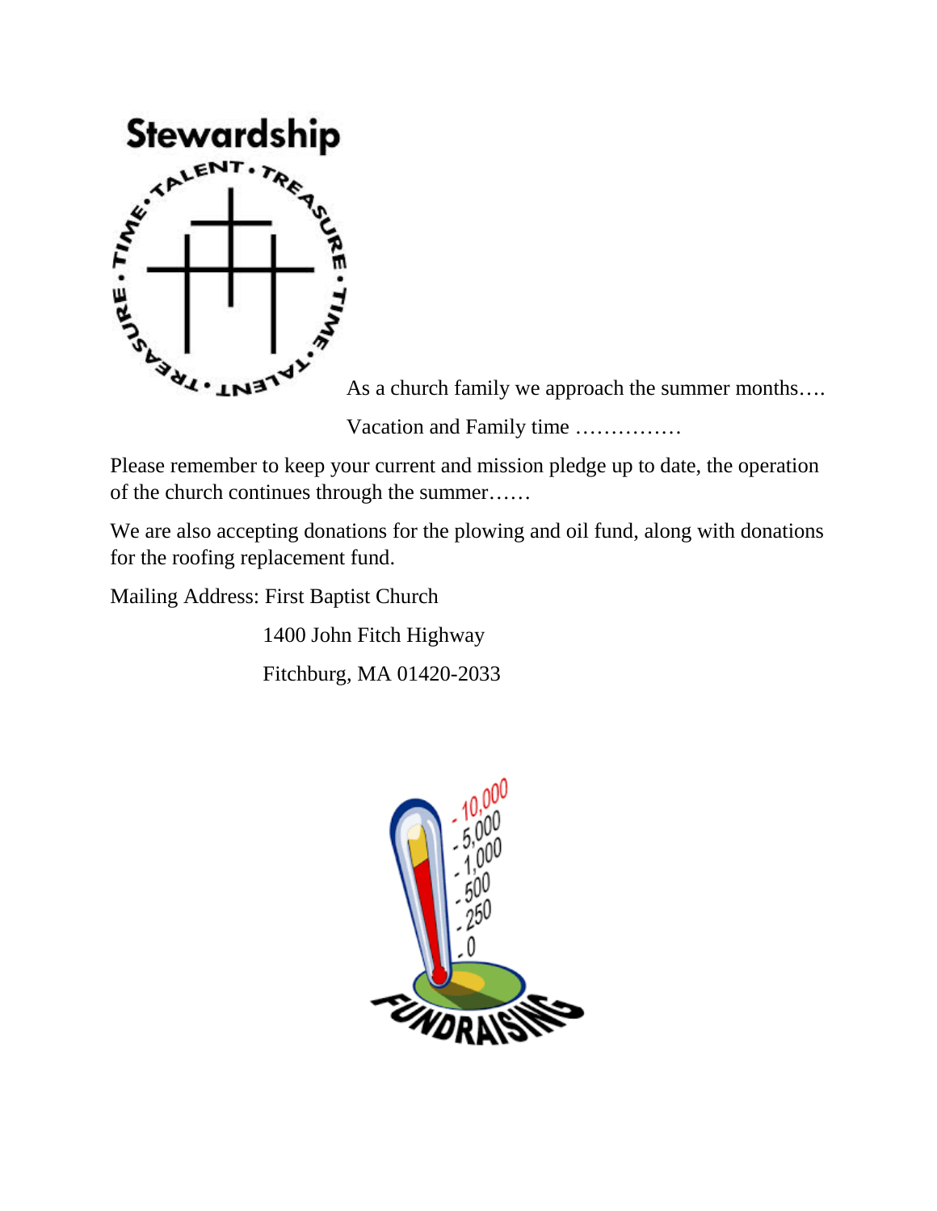**Stewardship**

As a church family we approach the summer months….

Vacation and Family time ……………

Please remember to keep your current and mission pledge up to date, the operation of the church continues through the summer……

We are also accepting donations for the plowing and oil fund, along with donations for the roofing replacement fund.

Mailing Address: First Baptist Church
1400 John Fitch Highway
Fitchburg, MA 01420-2033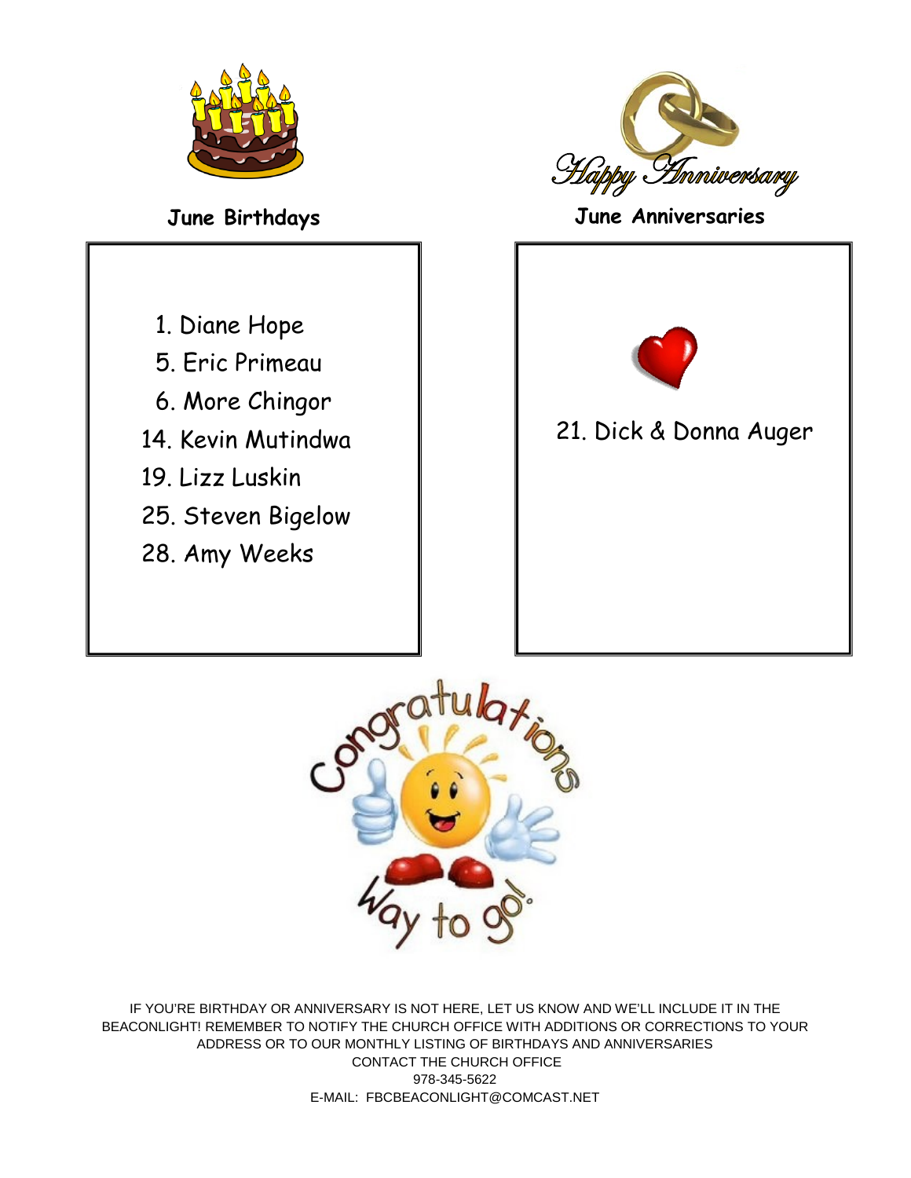## June Birthdays

1. Diane Hope
5. Eric Primeau
6. More Chingor
14. Kevin Mutindwa
19. Lizz Luskin
25. Steven Bigelow
28. Amy Weeks

## June Anniversaries

21. Dick & Donna Auger

IF YOU'RE BIRTHDAY OR ANNIVERSARY IS NOT HERE, LET US KNOW AND WE'LL INCLUDE IT IN THE BEACONLIGHT! REMEMBER TO NOTIFY THE CHURCH OFFICE WITH ADDITIONS OR CORRECTIONS TO YOUR ADDRESS OR TO OUR MONTHLY LISTING OF BIRTHDAYS AND ANNIVERSARIES

CONTACT THE CHURCH OFFICE

978-345-5622

E-MAIL: FBCBEACONLIGHT@COMCAST.NET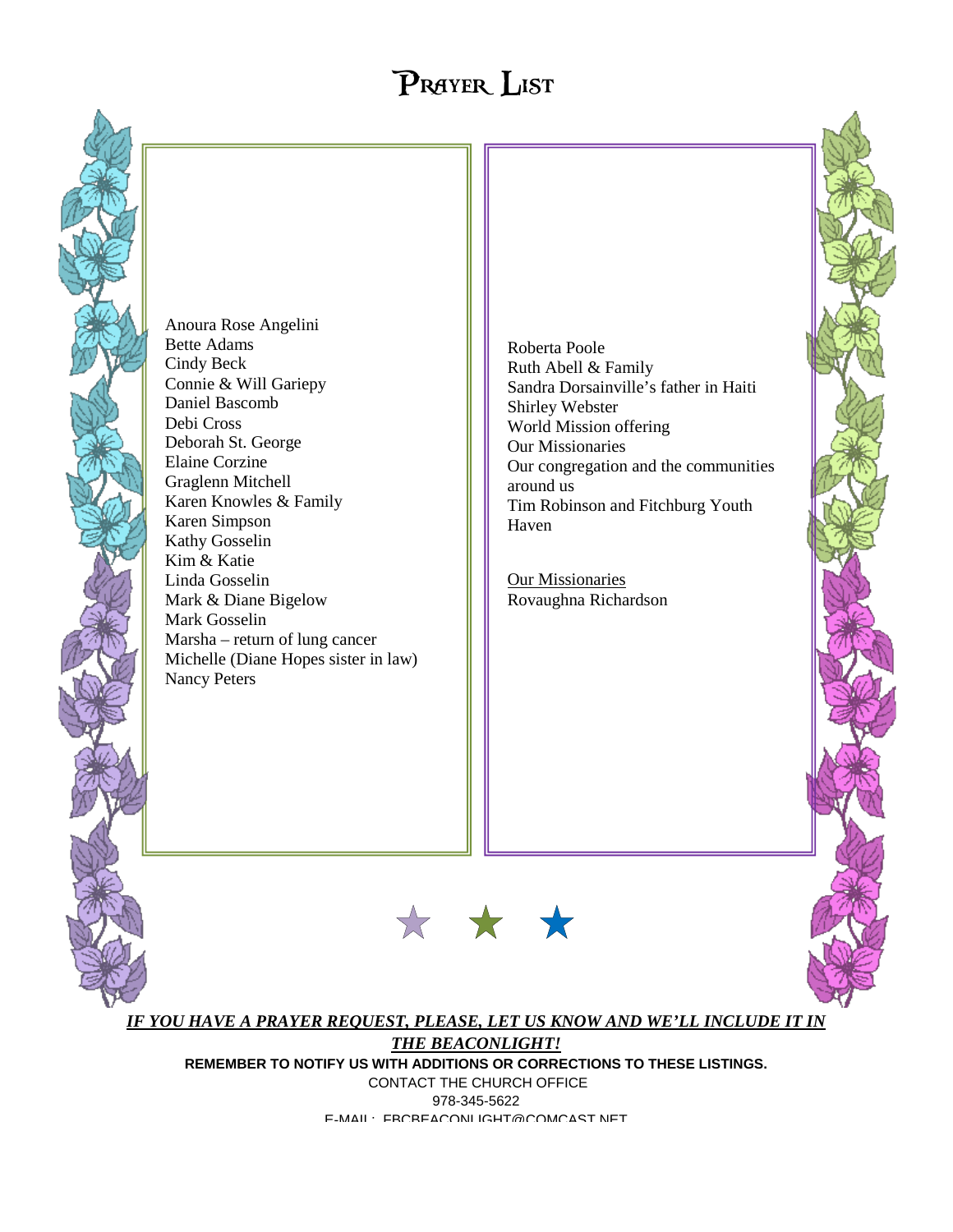# Prayer List

Anoura Rose Angelini
Bette Adams
Cindy Beck
Connie & Will Gariepy
Daniel Bascomb
Debi Cross
Deborah St. George
Elaine Corzine
Graglenn Mitchell
Karen Knowles & Family
Karen Simpson
Kathy Gosselin
Kim & Katie
Linda Gosselin
Mark & Diane Bigelow
Mark Gosselin
Marsha – return of lung cancer
Michelle (Diane Hopes sister in law)
Nancy Peters

Roberta Poole
Ruth Abell & Family
Sandra Dorsainville's father in Haiti
Shirley Webster
World Mission offering
Our Missionaries
Our congregation and the communities around us
Tim Robinson and Fitchburg Youth Haven

Our Missionaries
Rovaughna Richardson

***IF YOU HAVE A PRAYER REQUEST, PLEASE, LET US KNOW AND WE'LL INCLUDE IT IN THE BEACONLIGHT!***

**REMEMBER TO NOTIFY US WITH ADDITIONS OR CORRECTIONS TO THESE LISTINGS.**

CONTACT THE CHURCH OFFICE

978-345-5622

E-MAIL: FBCBEACONLIGHT@COMCAST.NET